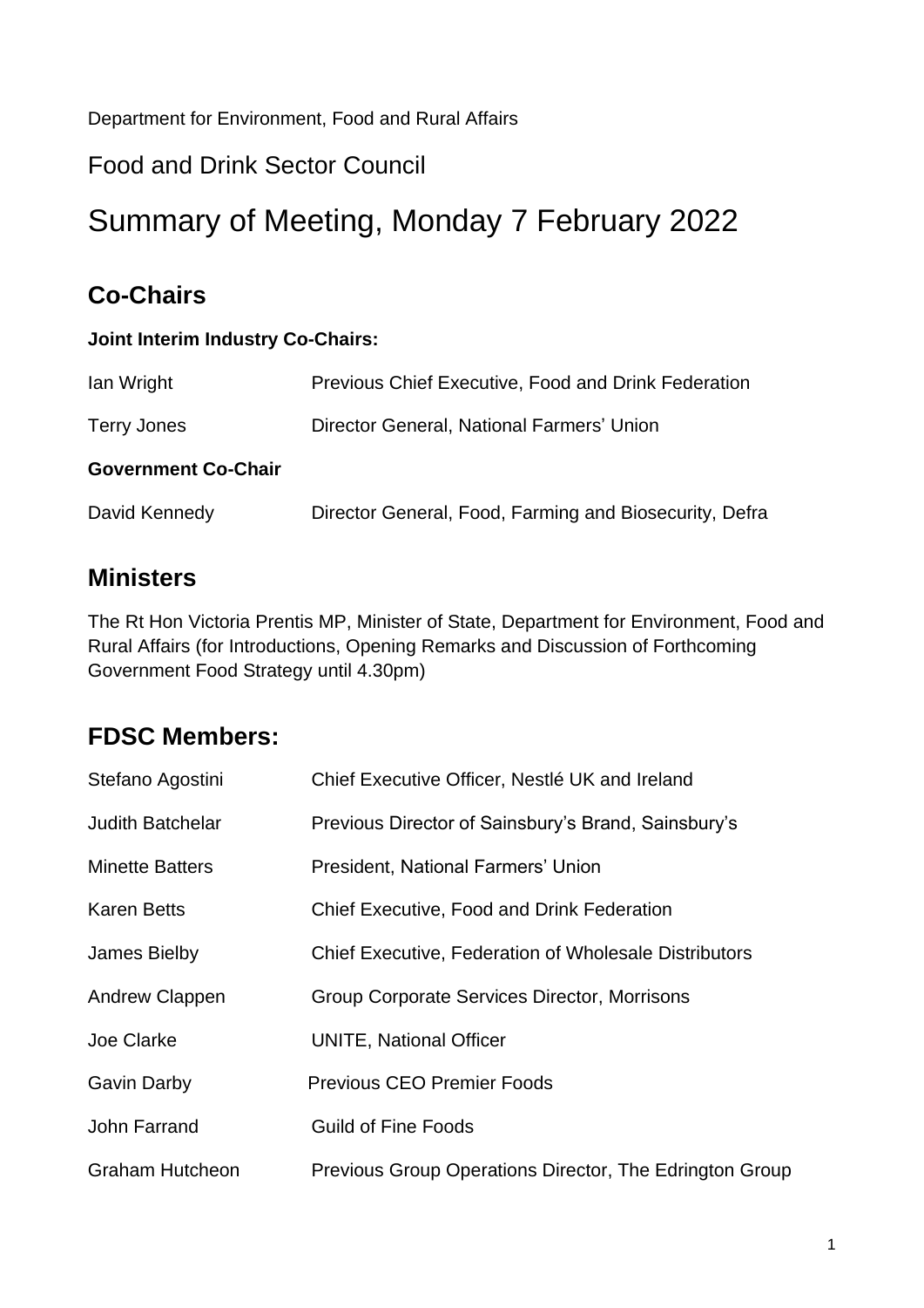Department for Environment, Food and Rural Affairs

Food and Drink Sector Council

# Summary of Meeting, Monday 7 February 2022

## Co-Chairs

**Joint Interim Industry Co-Chairs:**

| | |
|---|---|
| Ian Wright | Previous Chief Executive, Food and Drink Federation |
| Terry Jones | Director General, National Farmers' Union |

**Government Co-Chair**

| | |
|---|---|
| David Kennedy | Director General, Food, Farming and Biosecurity, Defra |

## Ministers

The Rt Hon Victoria Prentis MP, Minister of State, Department for Environment, Food and Rural Affairs (for Introductions, Opening Remarks and Discussion of Forthcoming Government Food Strategy until 4.30pm)

## FDSC Members:

| | |
|---|---|
| Stefano Agostini | Chief Executive Officer, Nestlé UK and Ireland |
| Judith Batchelar | Previous Director of Sainsbury's Brand, Sainsbury's |
| Minette Batters | President, National Farmers' Union |
| Karen Betts | Chief Executive, Food and Drink Federation |
| James Bielby | Chief Executive, Federation of Wholesale Distributors |
| Andrew Clappen | Group Corporate Services Director, Morrisons |
| Joe Clarke | UNITE, National Officer |
| Gavin Darby | Previous CEO Premier Foods |
| John Farrand | Guild of Fine Foods |
| Graham Hutcheon | Previous Group Operations Director, The Edrington Group |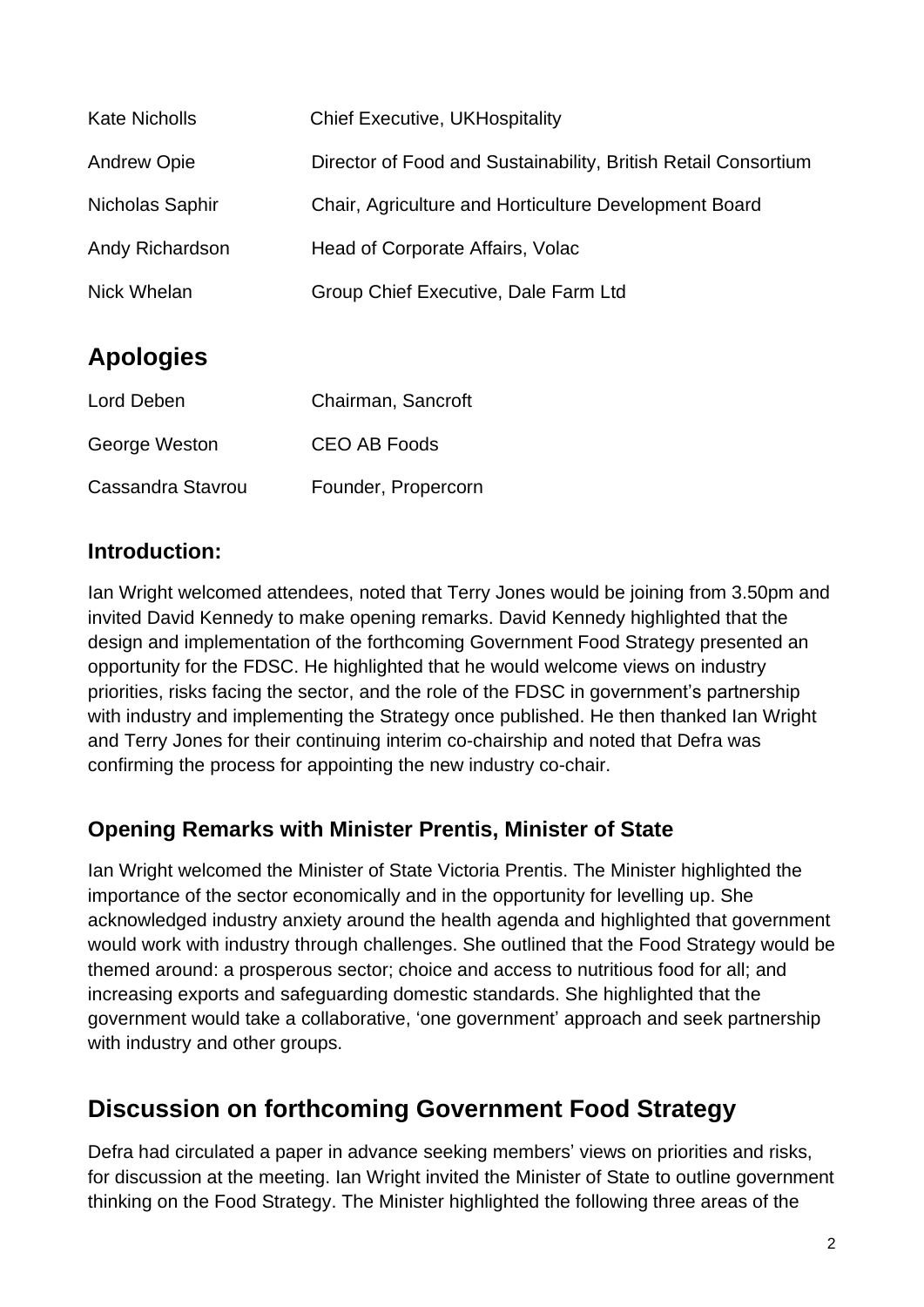| | |
|---|---|
| Kate Nicholls | Chief Executive, UKHospitality |
| Andrew Opie | Director of Food and Sustainability, British Retail Consortium |
| Nicholas Saphir | Chair, Agriculture and Horticulture Development Board |
| Andy Richardson | Head of Corporate Affairs, Volac |
| Nick Whelan | Group Chief Executive, Dale Farm Ltd |

## Apologies

| | |
|---|---|
| Lord Deben | Chairman, Sancroft |
| George Weston | CEO AB Foods |
| Cassandra Stavrou | Founder, Propercorn |

### Introduction:

Ian Wright welcomed attendees, noted that Terry Jones would be joining from 3.50pm and invited David Kennedy to make opening remarks. David Kennedy highlighted that the design and implementation of the forthcoming Government Food Strategy presented an opportunity for the FDSC. He highlighted that he would welcome views on industry priorities, risks facing the sector, and the role of the FDSC in government's partnership with industry and implementing the Strategy once published. He then thanked Ian Wright and Terry Jones for their continuing interim co-chairship and noted that Defra was confirming the process for appointing the new industry co-chair.

### Opening Remarks with Minister Prentis, Minister of State

Ian Wright welcomed the Minister of State Victoria Prentis. The Minister highlighted the importance of the sector economically and in the opportunity for levelling up. She acknowledged industry anxiety around the health agenda and highlighted that government would work with industry through challenges. She outlined that the Food Strategy would be themed around: a prosperous sector; choice and access to nutritious food for all; and increasing exports and safeguarding domestic standards. She highlighted that the government would take a collaborative, 'one government' approach and seek partnership with industry and other groups.

## Discussion on forthcoming Government Food Strategy

Defra had circulated a paper in advance seeking members' views on priorities and risks, for discussion at the meeting. Ian Wright invited the Minister of State to outline government thinking on the Food Strategy. The Minister highlighted the following three areas of the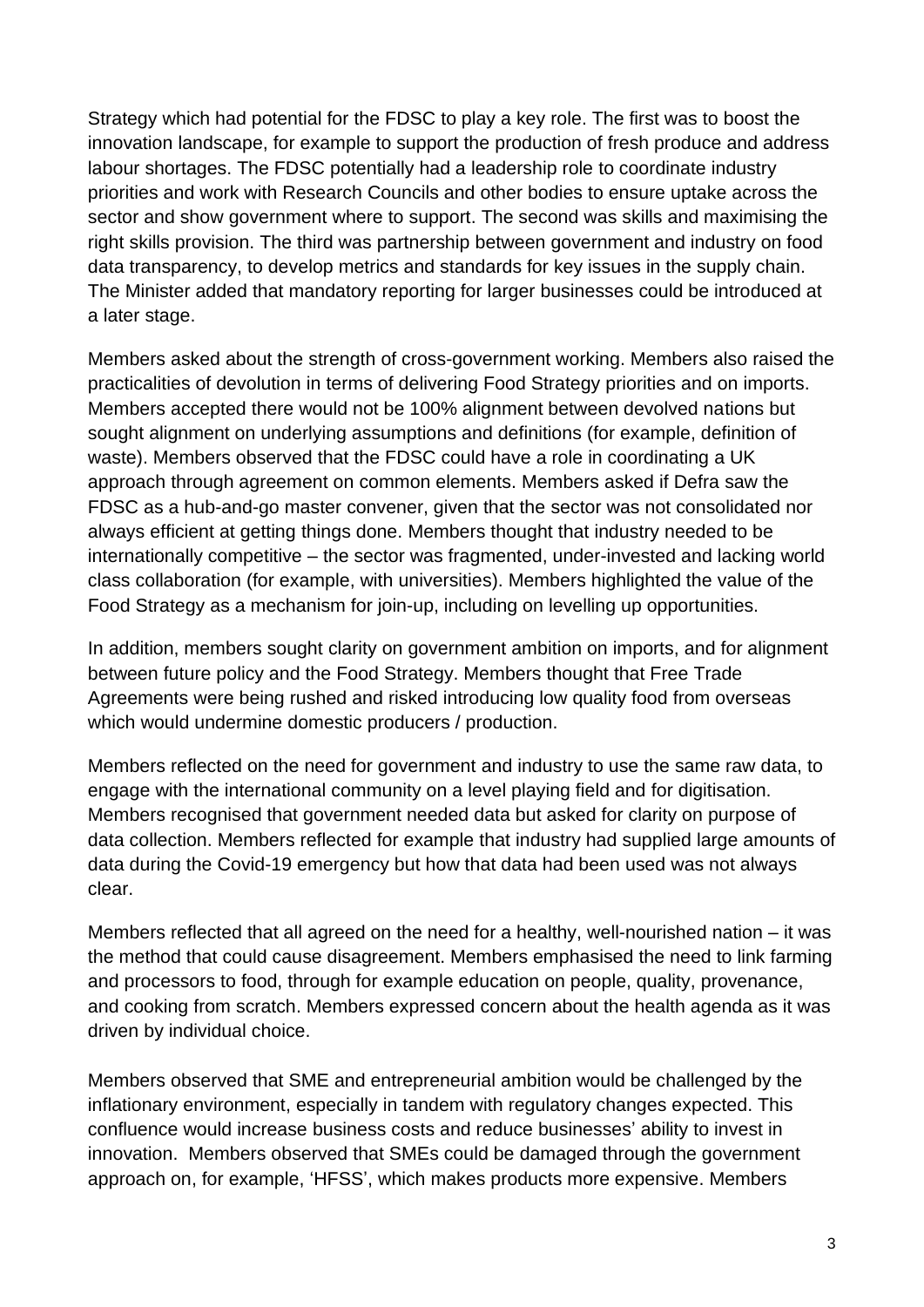Strategy which had potential for the FDSC to play a key role. The first was to boost the innovation landscape, for example to support the production of fresh produce and address labour shortages. The FDSC potentially had a leadership role to coordinate industry priorities and work with Research Councils and other bodies to ensure uptake across the sector and show government where to support. The second was skills and maximising the right skills provision. The third was partnership between government and industry on food data transparency, to develop metrics and standards for key issues in the supply chain. The Minister added that mandatory reporting for larger businesses could be introduced at a later stage.

Members asked about the strength of cross-government working. Members also raised the practicalities of devolution in terms of delivering Food Strategy priorities and on imports. Members accepted there would not be 100% alignment between devolved nations but sought alignment on underlying assumptions and definitions (for example, definition of waste). Members observed that the FDSC could have a role in coordinating a UK approach through agreement on common elements. Members asked if Defra saw the FDSC as a hub-and-go master convener, given that the sector was not consolidated nor always efficient at getting things done. Members thought that industry needed to be internationally competitive – the sector was fragmented, under-invested and lacking world class collaboration (for example, with universities). Members highlighted the value of the Food Strategy as a mechanism for join-up, including on levelling up opportunities.

In addition, members sought clarity on government ambition on imports, and for alignment between future policy and the Food Strategy. Members thought that Free Trade Agreements were being rushed and risked introducing low quality food from overseas which would undermine domestic producers / production.

Members reflected on the need for government and industry to use the same raw data, to engage with the international community on a level playing field and for digitisation. Members recognised that government needed data but asked for clarity on purpose of data collection. Members reflected for example that industry had supplied large amounts of data during the Covid-19 emergency but how that data had been used was not always clear.

Members reflected that all agreed on the need for a healthy, well-nourished nation – it was the method that could cause disagreement. Members emphasised the need to link farming and processors to food, through for example education on people, quality, provenance, and cooking from scratch. Members expressed concern about the health agenda as it was driven by individual choice.

Members observed that SME and entrepreneurial ambition would be challenged by the inflationary environment, especially in tandem with regulatory changes expected. This confluence would increase business costs and reduce businesses' ability to invest in innovation. Members observed that SMEs could be damaged through the government approach on, for example, 'HFSS', which makes products more expensive. Members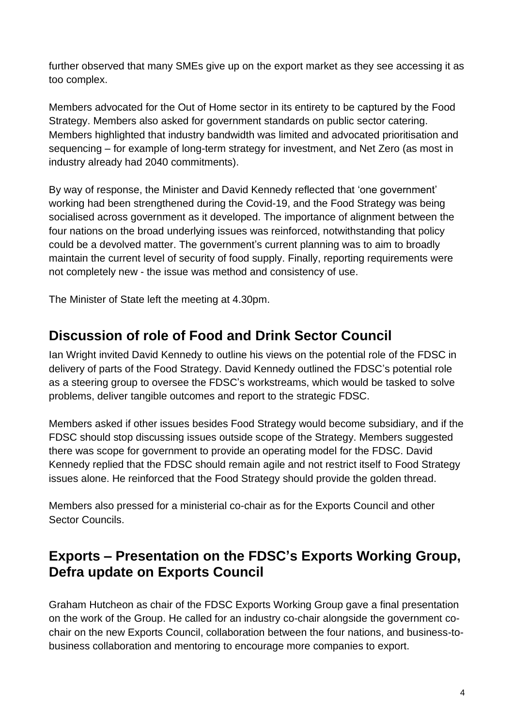further observed that many SMEs give up on the export market as they see accessing it as too complex.

Members advocated for the Out of Home sector in its entirety to be captured by the Food Strategy. Members also asked for government standards on public sector catering. Members highlighted that industry bandwidth was limited and advocated prioritisation and sequencing – for example of long-term strategy for investment, and Net Zero (as most in industry already had 2040 commitments).

By way of response, the Minister and David Kennedy reflected that 'one government' working had been strengthened during the Covid-19, and the Food Strategy was being socialised across government as it developed. The importance of alignment between the four nations on the broad underlying issues was reinforced, notwithstanding that policy could be a devolved matter. The government's current planning was to aim to broadly maintain the current level of security of food supply. Finally, reporting requirements were not completely new - the issue was method and consistency of use.

The Minister of State left the meeting at 4.30pm.

## Discussion of role of Food and Drink Sector Council

Ian Wright invited David Kennedy to outline his views on the potential role of the FDSC in delivery of parts of the Food Strategy. David Kennedy outlined the FDSC's potential role as a steering group to oversee the FDSC's workstreams, which would be tasked to solve problems, deliver tangible outcomes and report to the strategic FDSC.

Members asked if other issues besides Food Strategy would become subsidiary, and if the FDSC should stop discussing issues outside scope of the Strategy. Members suggested there was scope for government to provide an operating model for the FDSC. David Kennedy replied that the FDSC should remain agile and not restrict itself to Food Strategy issues alone. He reinforced that the Food Strategy should provide the golden thread.

Members also pressed for a ministerial co-chair as for the Exports Council and other Sector Councils.

## Exports – Presentation on the FDSC's Exports Working Group, Defra update on Exports Council

Graham Hutcheon as chair of the FDSC Exports Working Group gave a final presentation on the work of the Group. He called for an industry co-chair alongside the government co-chair on the new Exports Council, collaboration between the four nations, and business-to-business collaboration and mentoring to encourage more companies to export.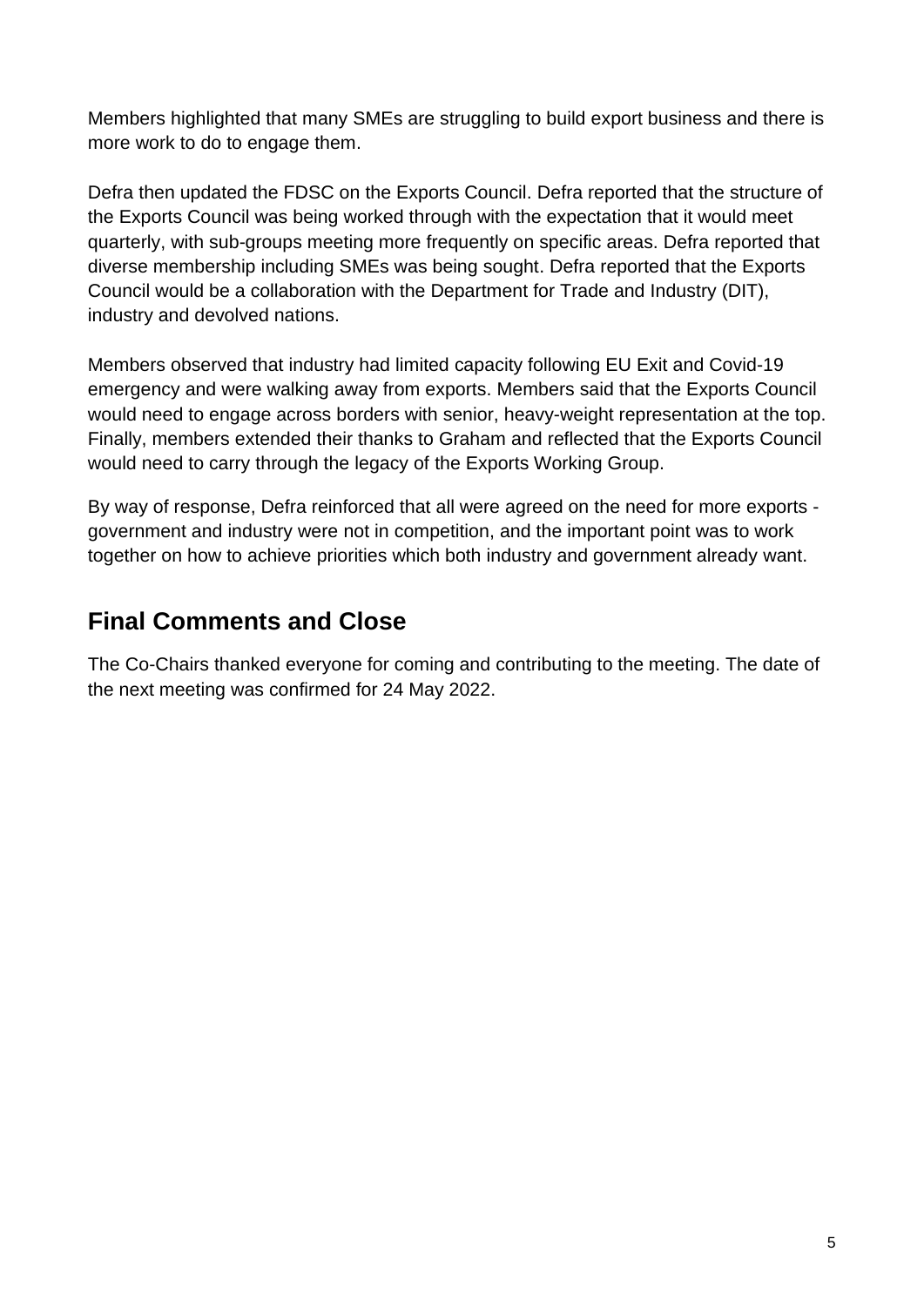Members highlighted that many SMEs are struggling to build export business and there is more work to do to engage them.

Defra then updated the FDSC on the Exports Council. Defra reported that the structure of the Exports Council was being worked through with the expectation that it would meet quarterly, with sub-groups meeting more frequently on specific areas. Defra reported that diverse membership including SMEs was being sought. Defra reported that the Exports Council would be a collaboration with the Department for Trade and Industry (DIT), industry and devolved nations.

Members observed that industry had limited capacity following EU Exit and Covid-19 emergency and were walking away from exports. Members said that the Exports Council would need to engage across borders with senior, heavy-weight representation at the top. Finally, members extended their thanks to Graham and reflected that the Exports Council would need to carry through the legacy of the Exports Working Group.

By way of response, Defra reinforced that all were agreed on the need for more exports - government and industry were not in competition, and the important point was to work together on how to achieve priorities which both industry and government already want.

## Final Comments and Close

The Co-Chairs thanked everyone for coming and contributing to the meeting. The date of the next meeting was confirmed for 24 May 2022.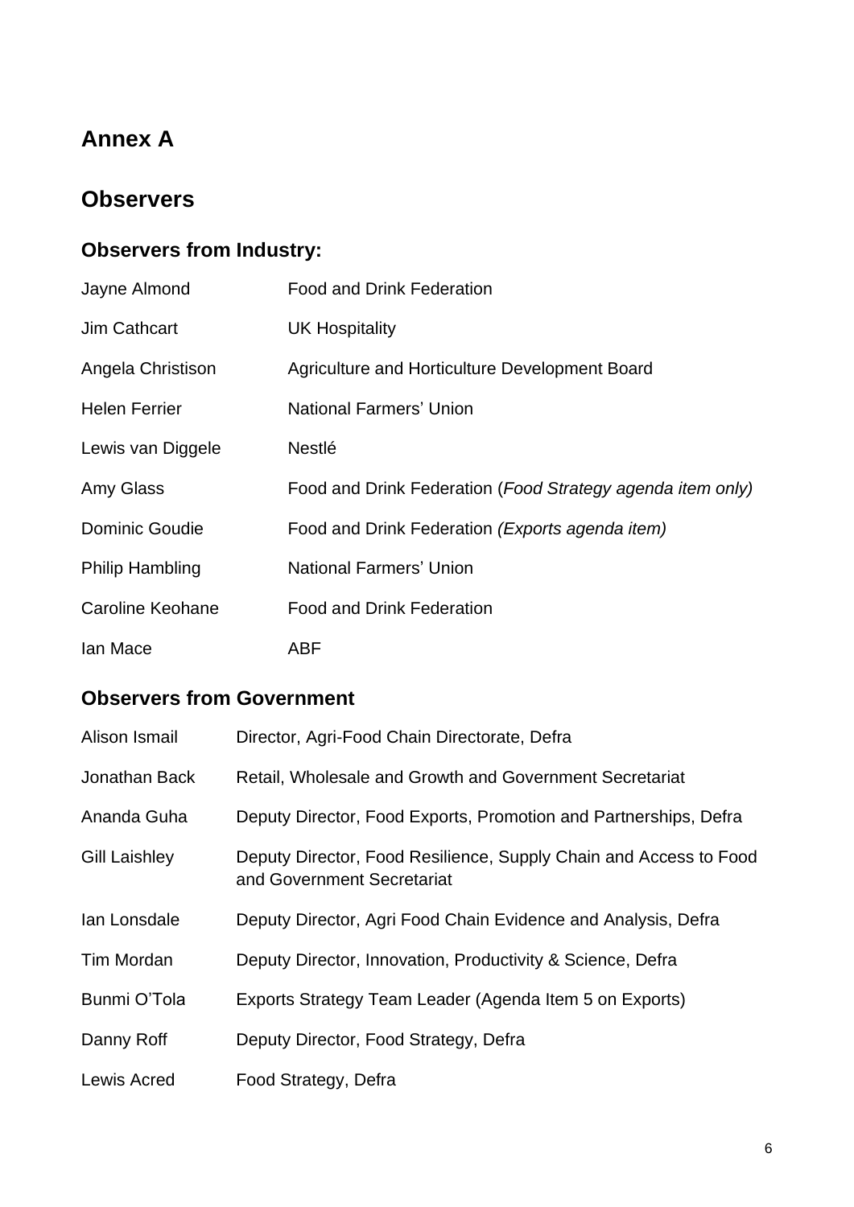# Annex A

## Observers

### Observers from Industry:

| | |
|---|---|
| Jayne Almond | Food and Drink Federation |
| Jim Cathcart | UK Hospitality |
| Angela Christison | Agriculture and Horticulture Development Board |
| Helen Ferrier | National Farmers' Union |
| Lewis van Diggele | Nestlé |
| Amy Glass | Food and Drink Federation (*Food Strategy agenda item only)* |
| Dominic Goudie | Food and Drink Federation *(Exports agenda item)* |
| Philip Hambling | National Farmers' Union |
| Caroline Keohane | Food and Drink Federation |
| Ian Mace | ABF |

### Observers from Government

| | |
|---|---|
| Alison Ismail | Director, Agri-Food Chain Directorate, Defra |
| Jonathan Back | Retail, Wholesale and Growth and Government Secretariat |
| Ananda Guha | Deputy Director, Food Exports, Promotion and Partnerships, Defra |
| Gill Laishley | Deputy Director, Food Resilience, Supply Chain and Access to Food and Government Secretariat |
| Ian Lonsdale | Deputy Director, Agri Food Chain Evidence and Analysis, Defra |
| Tim Mordan | Deputy Director, Innovation, Productivity & Science, Defra |
| Bunmi O'Tola | Exports Strategy Team Leader (Agenda Item 5 on Exports) |
| Danny Roff | Deputy Director, Food Strategy, Defra |
| Lewis Acred | Food Strategy, Defra |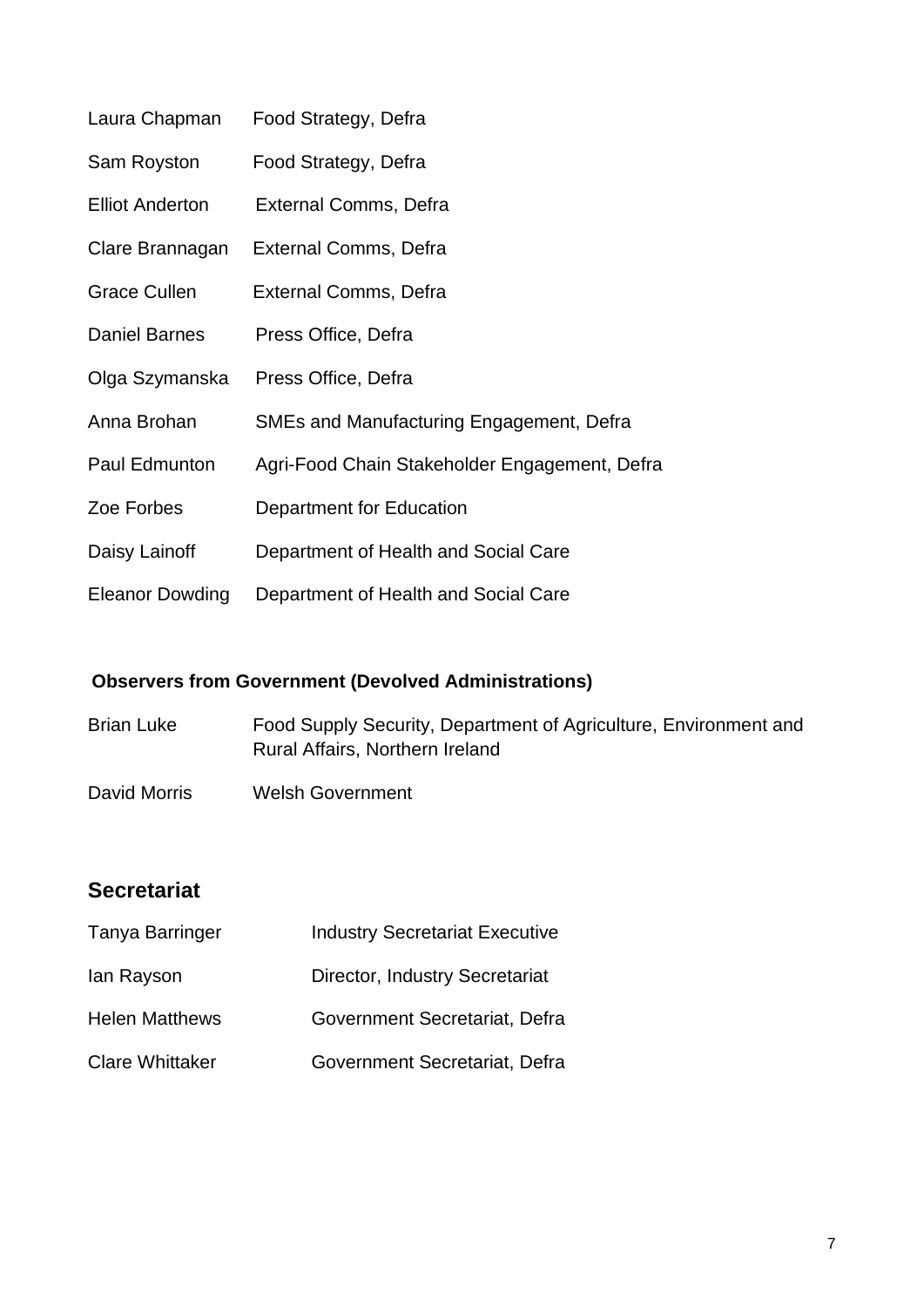| | |
|---|---|
| Laura Chapman | Food Strategy, Defra |
| Sam Royston | Food Strategy, Defra |
| Elliot Anderton | External Comms, Defra |
| Clare Brannagan | External Comms, Defra |
| Grace Cullen | External Comms, Defra |
| Daniel Barnes | Press Office, Defra |
| Olga Szymanska | Press Office, Defra |
| Anna Brohan | SMEs and Manufacturing Engagement, Defra |
| Paul Edmunton | Agri-Food Chain Stakeholder Engagement, Defra |
| Zoe Forbes | Department for Education |
| Daisy Lainoff | Department of Health and Social Care |
| Eleanor Dowding | Department of Health and Social Care |

**Observers from Government (Devolved Administrations)**

| | |
|---|---|
| Brian Luke | Food Supply Security, Department of Agriculture, Environment and Rural Affairs, Northern Ireland |
| David Morris | Welsh Government |

## Secretariat

| | |
|---|---|
| Tanya Barringer | Industry Secretariat Executive |
| Ian Rayson | Director, Industry Secretariat |
| Helen Matthews | Government Secretariat, Defra |
| Clare Whittaker | Government Secretariat, Defra |